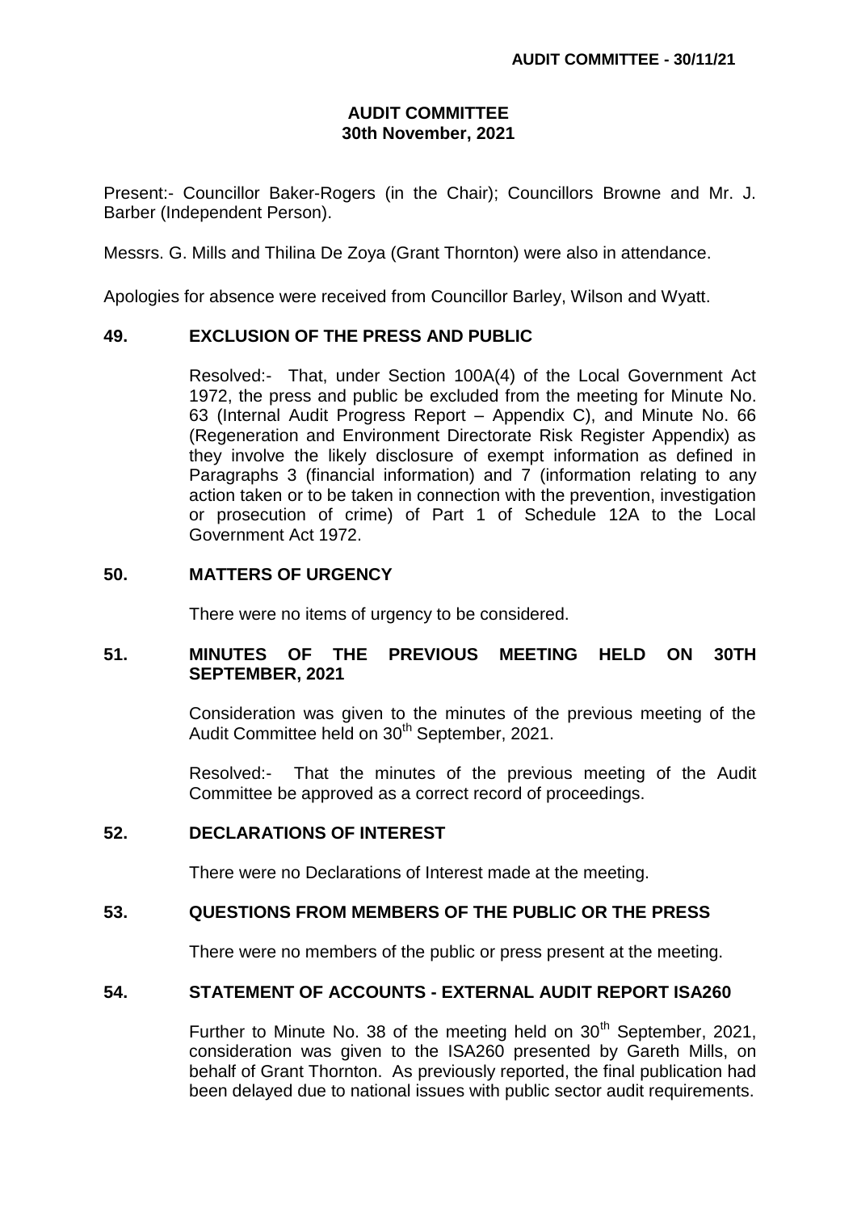# AUDIT COMMITTEE
## 30th November, 2021

Present:- Councillor Baker-Rogers (in the Chair); Councillors Browne and Mr. J. Barber (Independent Person).

Messrs. G. Mills and Thilina De Zoya (Grant Thornton) were also in attendance.

Apologies for absence were received from Councillor Barley, Wilson and Wyatt.

### 49. EXCLUSION OF THE PRESS AND PUBLIC

Resolved:- That, under Section 100A(4) of the Local Government Act 1972, the press and public be excluded from the meeting for Minute No. 63 (Internal Audit Progress Report – Appendix C), and Minute No. 66 (Regeneration and Environment Directorate Risk Register Appendix) as they involve the likely disclosure of exempt information as defined in Paragraphs 3 (financial information) and 7 (information relating to any action taken or to be taken in connection with the prevention, investigation or prosecution of crime) of Part 1 of Schedule 12A to the Local Government Act 1972.

### 50. MATTERS OF URGENCY

There were no items of urgency to be considered.

### 51. MINUTES OF THE PREVIOUS MEETING HELD ON 30TH SEPTEMBER, 2021

Consideration was given to the minutes of the previous meeting of the Audit Committee held on 30th September, 2021.

Resolved:- That the minutes of the previous meeting of the Audit Committee be approved as a correct record of proceedings.

### 52. DECLARATIONS OF INTEREST

There were no Declarations of Interest made at the meeting.

### 53. QUESTIONS FROM MEMBERS OF THE PUBLIC OR THE PRESS

There were no members of the public or press present at the meeting.

### 54. STATEMENT OF ACCOUNTS - EXTERNAL AUDIT REPORT ISA260

Further to Minute No. 38 of the meeting held on 30th September, 2021, consideration was given to the ISA260 presented by Gareth Mills, on behalf of Grant Thornton. As previously reported, the final publication had been delayed due to national issues with public sector audit requirements.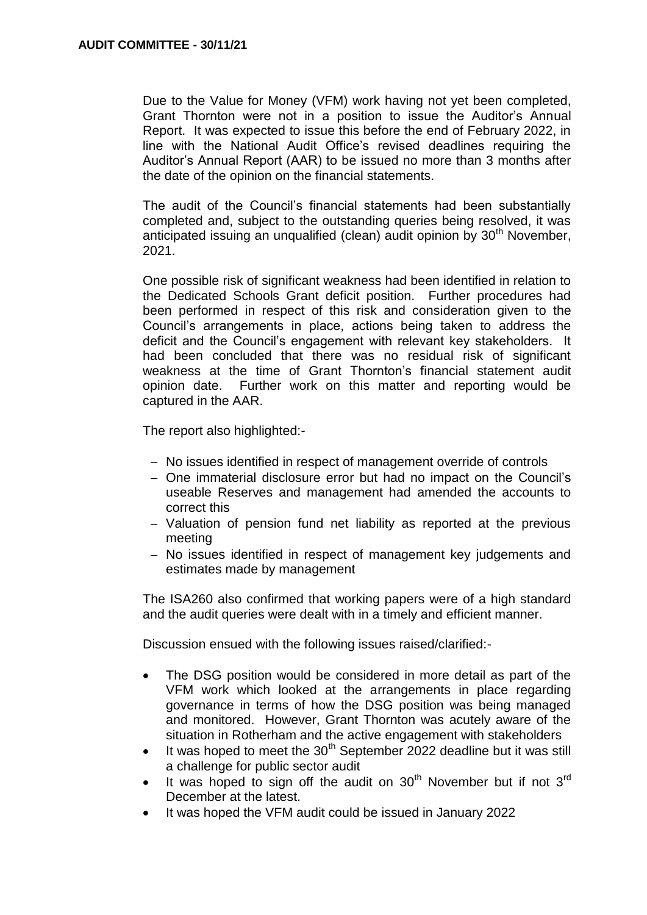Due to the Value for Money (VFM) work having not yet been completed, Grant Thornton were not in a position to issue the Auditor's Annual Report. It was expected to issue this before the end of February 2022, in line with the National Audit Office's revised deadlines requiring the Auditor's Annual Report (AAR) to be issued no more than 3 months after the date of the opinion on the financial statements.

The audit of the Council's financial statements had been substantially completed and, subject to the outstanding queries being resolved, it was anticipated issuing an unqualified (clean) audit opinion by 30th November, 2021.

One possible risk of significant weakness had been identified in relation to the Dedicated Schools Grant deficit position. Further procedures had been performed in respect of this risk and consideration given to the Council's arrangements in place, actions being taken to address the deficit and the Council's engagement with relevant key stakeholders. It had been concluded that there was no residual risk of significant weakness at the time of Grant Thornton's financial statement audit opinion date. Further work on this matter and reporting would be captured in the AAR.

The report also highlighted:-

- No issues identified in respect of management override of controls
- One immaterial disclosure error but had no impact on the Council's useable Reserves and management had amended the accounts to correct this
- Valuation of pension fund net liability as reported at the previous meeting
- No issues identified in respect of management key judgements and estimates made by management

The ISA260 also confirmed that working papers were of a high standard and the audit queries were dealt with in a timely and efficient manner.

Discussion ensued with the following issues raised/clarified:-

- The DSG position would be considered in more detail as part of the VFM work which looked at the arrangements in place regarding governance in terms of how the DSG position was being managed and monitored. However, Grant Thornton was acutely aware of the situation in Rotherham and the active engagement with stakeholders
- It was hoped to meet the 30th September 2022 deadline but it was still a challenge for public sector audit
- It was hoped to sign off the audit on 30th November but if not 3rd December at the latest.
- It was hoped the VFM audit could be issued in January 2022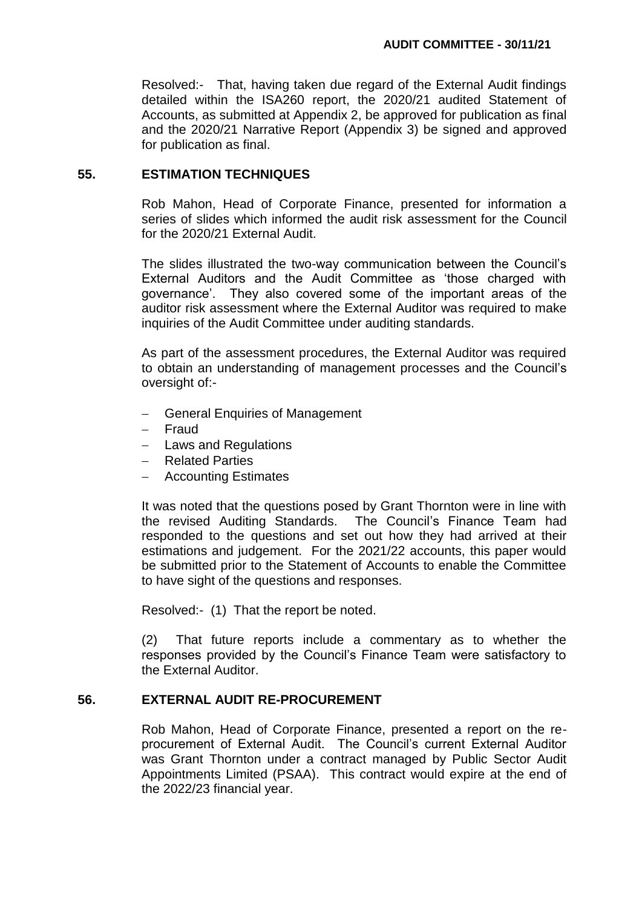Resolved:- That, having taken due regard of the External Audit findings detailed within the ISA260 report, the 2020/21 audited Statement of Accounts, as submitted at Appendix 2, be approved for publication as final and the 2020/21 Narrative Report (Appendix 3) be signed and approved for publication as final.

## 55. ESTIMATION TECHNIQUES

Rob Mahon, Head of Corporate Finance, presented for information a series of slides which informed the audit risk assessment for the Council for the 2020/21 External Audit.

The slides illustrated the two-way communication between the Council's External Auditors and the Audit Committee as 'those charged with governance'. They also covered some of the important areas of the auditor risk assessment where the External Auditor was required to make inquiries of the Audit Committee under auditing standards.

As part of the assessment procedures, the External Auditor was required to obtain an understanding of management processes and the Council's oversight of:-

- General Enquiries of Management
- Fraud
- Laws and Regulations
- Related Parties
- Accounting Estimates

It was noted that the questions posed by Grant Thornton were in line with the revised Auditing Standards. The Council's Finance Team had responded to the questions and set out how they had arrived at their estimations and judgement. For the 2021/22 accounts, this paper would be submitted prior to the Statement of Accounts to enable the Committee to have sight of the questions and responses.

Resolved:- (1) That the report be noted.

(2) That future reports include a commentary as to whether the responses provided by the Council's Finance Team were satisfactory to the External Auditor.

## 56. EXTERNAL AUDIT RE-PROCUREMENT

Rob Mahon, Head of Corporate Finance, presented a report on the re-procurement of External Audit. The Council's current External Auditor was Grant Thornton under a contract managed by Public Sector Audit Appointments Limited (PSAA). This contract would expire at the end of the 2022/23 financial year.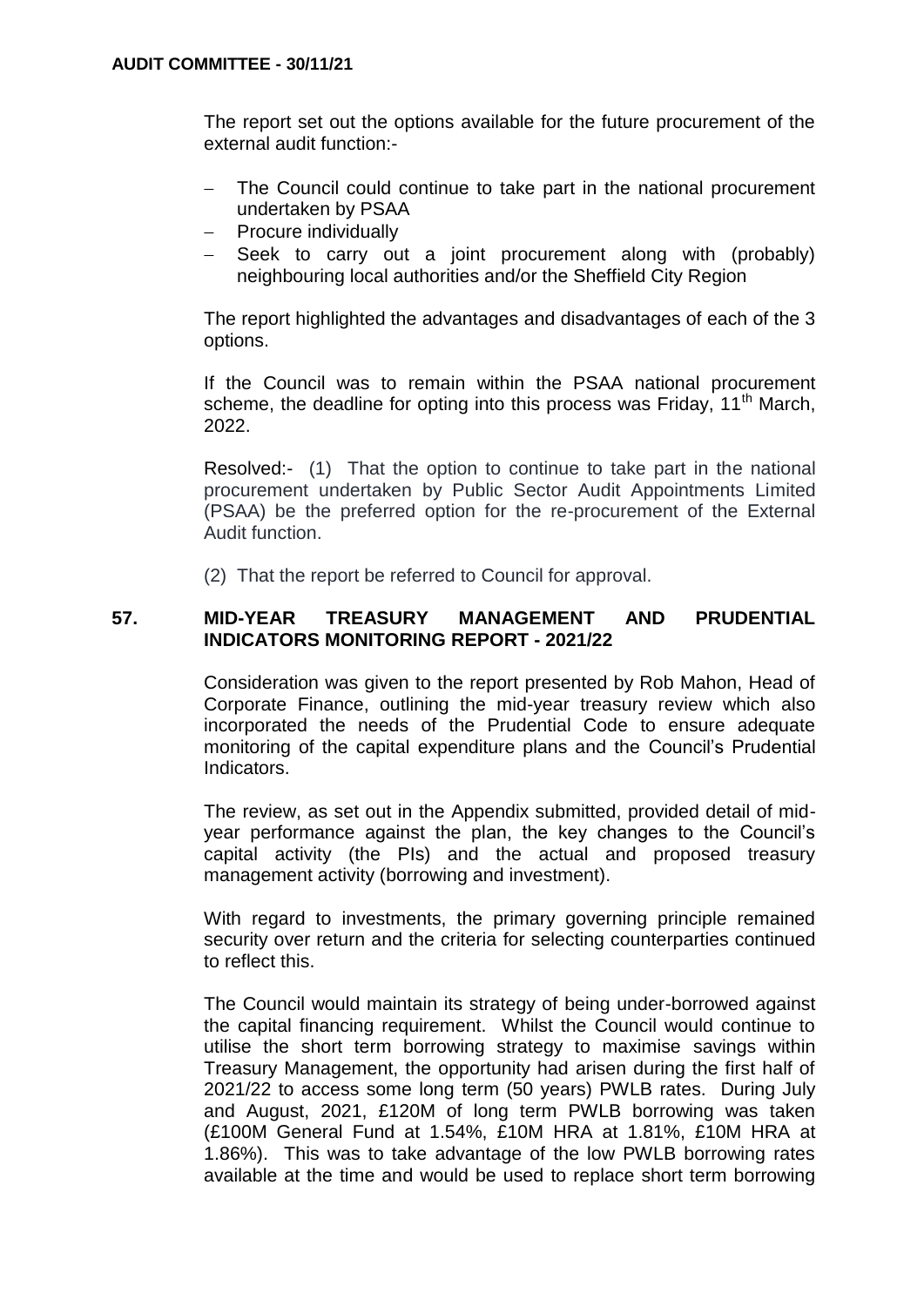The report set out the options available for the future procurement of the external audit function:-

- The Council could continue to take part in the national procurement undertaken by PSAA
- Procure individually
- Seek to carry out a joint procurement along with (probably) neighbouring local authorities and/or the Sheffield City Region

The report highlighted the advantages and disadvantages of each of the 3 options.

If the Council was to remain within the PSAA national procurement scheme, the deadline for opting into this process was Friday, 11th March, 2022.

Resolved:- (1) That the option to continue to take part in the national procurement undertaken by Public Sector Audit Appointments Limited (PSAA) be the preferred option for the re-procurement of the External Audit function.

(2) That the report be referred to Council for approval.

## 57. MID-YEAR TREASURY MANAGEMENT AND PRUDENTIAL INDICATORS MONITORING REPORT - 2021/22

Consideration was given to the report presented by Rob Mahon, Head of Corporate Finance, outlining the mid-year treasury review which also incorporated the needs of the Prudential Code to ensure adequate monitoring of the capital expenditure plans and the Council's Prudential Indicators.

The review, as set out in the Appendix submitted, provided detail of mid-year performance against the plan, the key changes to the Council's capital activity (the PIs) and the actual and proposed treasury management activity (borrowing and investment).

With regard to investments, the primary governing principle remained security over return and the criteria for selecting counterparties continued to reflect this.

The Council would maintain its strategy of being under-borrowed against the capital financing requirement. Whilst the Council would continue to utilise the short term borrowing strategy to maximise savings within Treasury Management, the opportunity had arisen during the first half of 2021/22 to access some long term (50 years) PWLB rates. During July and August, 2021, £120M of long term PWLB borrowing was taken (£100M General Fund at 1.54%, £10M HRA at 1.81%, £10M HRA at 1.86%). This was to take advantage of the low PWLB borrowing rates available at the time and would be used to replace short term borrowing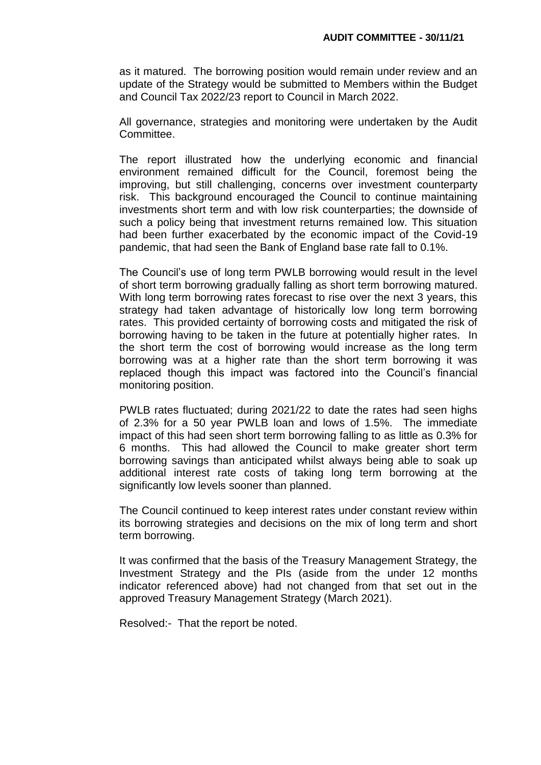as it matured. The borrowing position would remain under review and an update of the Strategy would be submitted to Members within the Budget and Council Tax 2022/23 report to Council in March 2022.

All governance, strategies and monitoring were undertaken by the Audit Committee.

The report illustrated how the underlying economic and financial environment remained difficult for the Council, foremost being the improving, but still challenging, concerns over investment counterparty risk. This background encouraged the Council to continue maintaining investments short term and with low risk counterparties; the downside of such a policy being that investment returns remained low. This situation had been further exacerbated by the economic impact of the Covid-19 pandemic, that had seen the Bank of England base rate fall to 0.1%.

The Council's use of long term PWLB borrowing would result in the level of short term borrowing gradually falling as short term borrowing matured. With long term borrowing rates forecast to rise over the next 3 years, this strategy had taken advantage of historically low long term borrowing rates. This provided certainty of borrowing costs and mitigated the risk of borrowing having to be taken in the future at potentially higher rates. In the short term the cost of borrowing would increase as the long term borrowing was at a higher rate than the short term borrowing it was replaced though this impact was factored into the Council's financial monitoring position.

PWLB rates fluctuated; during 2021/22 to date the rates had seen highs of 2.3% for a 50 year PWLB loan and lows of 1.5%. The immediate impact of this had seen short term borrowing falling to as little as 0.3% for 6 months. This had allowed the Council to make greater short term borrowing savings than anticipated whilst always being able to soak up additional interest rate costs of taking long term borrowing at the significantly low levels sooner than planned.

The Council continued to keep interest rates under constant review within its borrowing strategies and decisions on the mix of long term and short term borrowing.

It was confirmed that the basis of the Treasury Management Strategy, the Investment Strategy and the PIs (aside from the under 12 months indicator referenced above) had not changed from that set out in the approved Treasury Management Strategy (March 2021).

Resolved:- That the report be noted.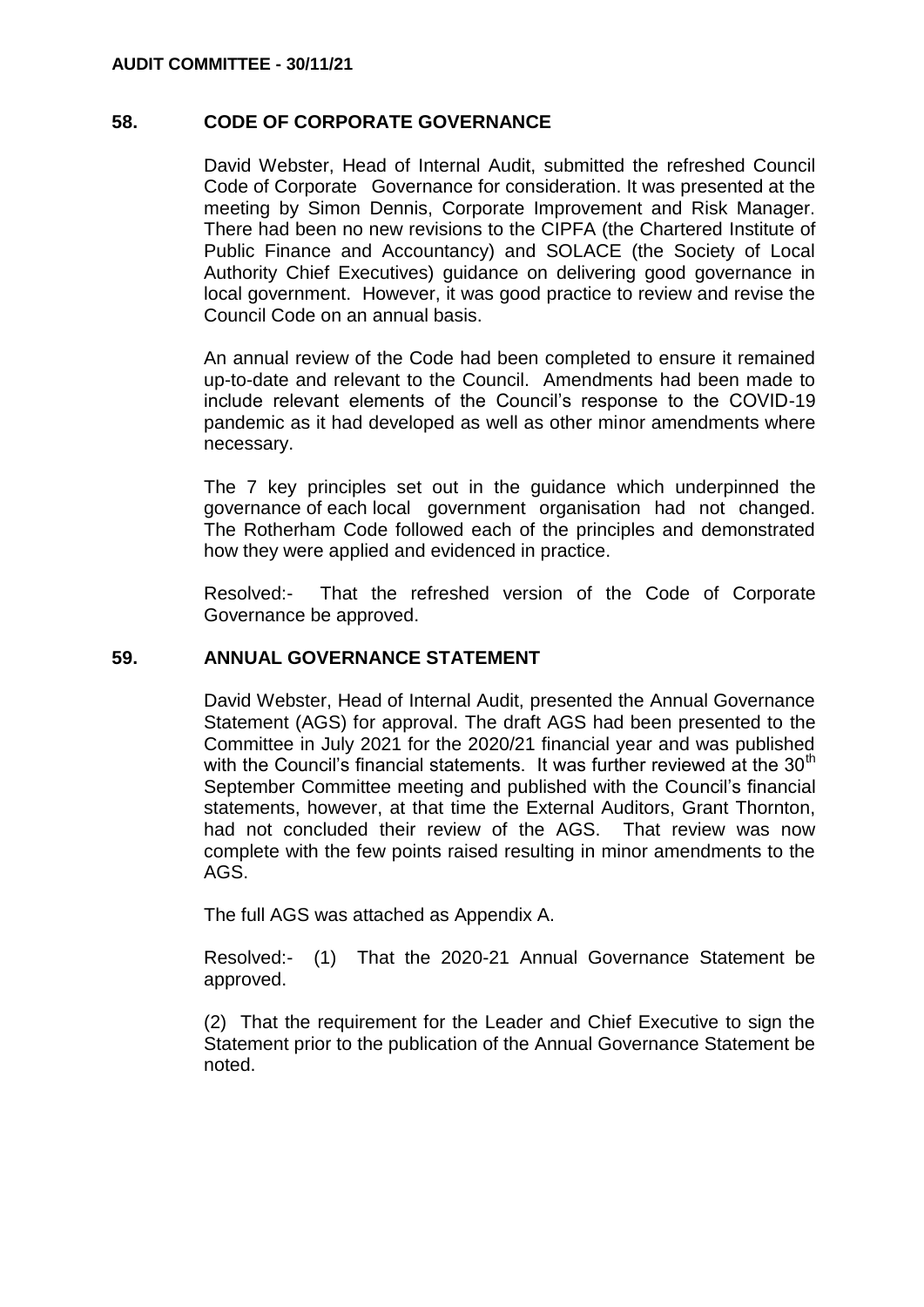## 58. CODE OF CORPORATE GOVERNANCE

David Webster, Head of Internal Audit, submitted the refreshed Council Code of Corporate Governance for consideration. It was presented at the meeting by Simon Dennis, Corporate Improvement and Risk Manager. There had been no new revisions to the CIPFA (the Chartered Institute of Public Finance and Accountancy) and SOLACE (the Society of Local Authority Chief Executives) guidance on delivering good governance in local government. However, it was good practice to review and revise the Council Code on an annual basis.

An annual review of the Code had been completed to ensure it remained up-to-date and relevant to the Council. Amendments had been made to include relevant elements of the Council's response to the COVID-19 pandemic as it had developed as well as other minor amendments where necessary.

The 7 key principles set out in the guidance which underpinned the governance of each local government organisation had not changed. The Rotherham Code followed each of the principles and demonstrated how they were applied and evidenced in practice.

Resolved:- That the refreshed version of the Code of Corporate Governance be approved.

## 59. ANNUAL GOVERNANCE STATEMENT

David Webster, Head of Internal Audit, presented the Annual Governance Statement (AGS) for approval. The draft AGS had been presented to the Committee in July 2021 for the 2020/21 financial year and was published with the Council's financial statements. It was further reviewed at the 30th September Committee meeting and published with the Council's financial statements, however, at that time the External Auditors, Grant Thornton, had not concluded their review of the AGS. That review was now complete with the few points raised resulting in minor amendments to the AGS.

The full AGS was attached as Appendix A.

Resolved:- (1) That the 2020-21 Annual Governance Statement be approved.

(2) That the requirement for the Leader and Chief Executive to sign the Statement prior to the publication of the Annual Governance Statement be noted.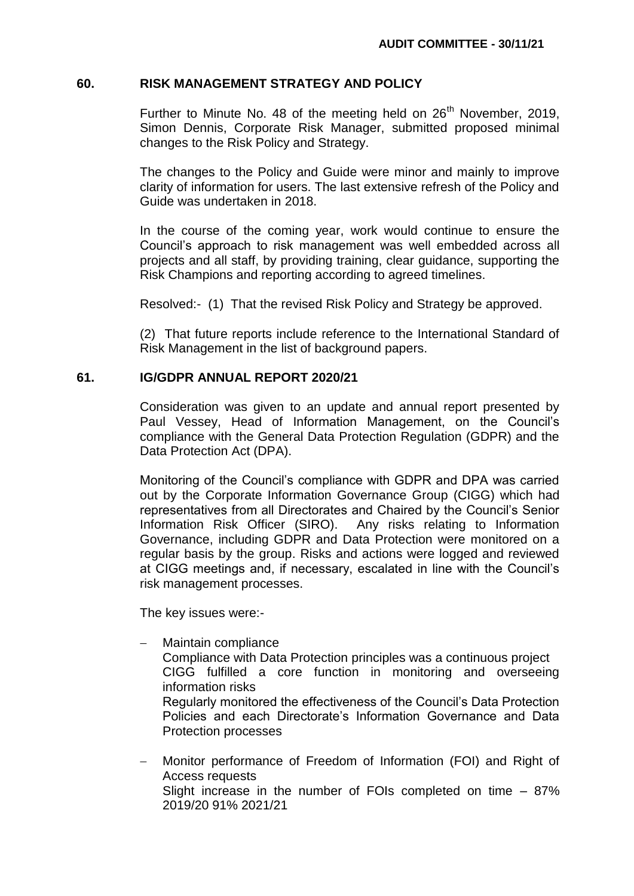## 60. RISK MANAGEMENT STRATEGY AND POLICY

Further to Minute No. 48 of the meeting held on 26th November, 2019, Simon Dennis, Corporate Risk Manager, submitted proposed minimal changes to the Risk Policy and Strategy.

The changes to the Policy and Guide were minor and mainly to improve clarity of information for users. The last extensive refresh of the Policy and Guide was undertaken in 2018.

In the course of the coming year, work would continue to ensure the Council's approach to risk management was well embedded across all projects and all staff, by providing training, clear guidance, supporting the Risk Champions and reporting according to agreed timelines.

Resolved:- (1) That the revised Risk Policy and Strategy be approved.

(2) That future reports include reference to the International Standard of Risk Management in the list of background papers.

## 61. IG/GDPR ANNUAL REPORT 2020/21

Consideration was given to an update and annual report presented by Paul Vessey, Head of Information Management, on the Council's compliance with the General Data Protection Regulation (GDPR) and the Data Protection Act (DPA).

Monitoring of the Council's compliance with GDPR and DPA was carried out by the Corporate Information Governance Group (CIGG) which had representatives from all Directorates and Chaired by the Council's Senior Information Risk Officer (SIRO). Any risks relating to Information Governance, including GDPR and Data Protection were monitored on a regular basis by the group. Risks and actions were logged and reviewed at CIGG meetings and, if necessary, escalated in line with the Council's risk management processes.

The key issues were:-

- Maintain compliance
  Compliance with Data Protection principles was a continuous project
  CIGG fulfilled a core function in monitoring and overseeing information risks
  Regularly monitored the effectiveness of the Council's Data Protection Policies and each Directorate's Information Governance and Data Protection processes

- Monitor performance of Freedom of Information (FOI) and Right of Access requests
  Slight increase in the number of FOIs completed on time – 87% 2019/20 91% 2021/21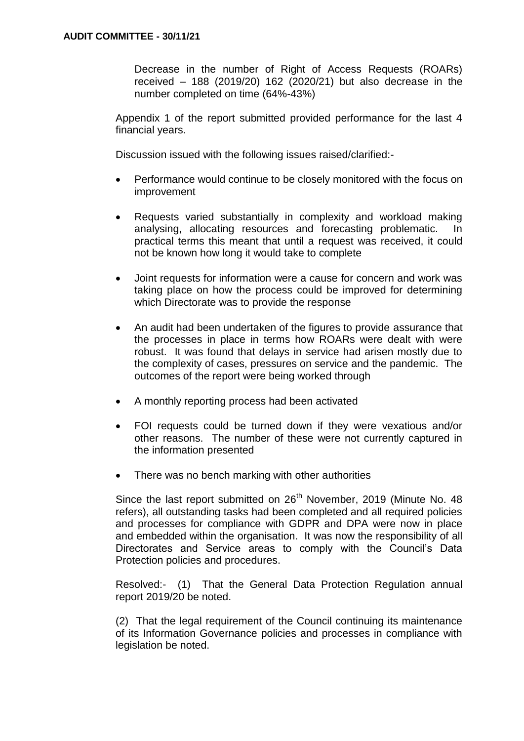Decrease in the number of Right of Access Requests (ROARs) received – 188 (2019/20) 162 (2020/21) but also decrease in the number completed on time (64%-43%)

Appendix 1 of the report submitted provided performance for the last 4 financial years.

Discussion issued with the following issues raised/clarified:-

- Performance would continue to be closely monitored with the focus on improvement

- Requests varied substantially in complexity and workload making analysing, allocating resources and forecasting problematic. In practical terms this meant that until a request was received, it could not be known how long it would take to complete

- Joint requests for information were a cause for concern and work was taking place on how the process could be improved for determining which Directorate was to provide the response

- An audit had been undertaken of the figures to provide assurance that the processes in place in terms how ROARs were dealt with were robust. It was found that delays in service had arisen mostly due to the complexity of cases, pressures on service and the pandemic. The outcomes of the report were being worked through

- A monthly reporting process had been activated

- FOI requests could be turned down if they were vexatious and/or other reasons. The number of these were not currently captured in the information presented

- There was no bench marking with other authorities

Since the last report submitted on 26th November, 2019 (Minute No. 48 refers), all outstanding tasks had been completed and all required policies and processes for compliance with GDPR and DPA were now in place and embedded within the organisation. It was now the responsibility of all Directorates and Service areas to comply with the Council's Data Protection policies and procedures.

Resolved:- (1) That the General Data Protection Regulation annual report 2019/20 be noted.

(2) That the legal requirement of the Council continuing its maintenance of its Information Governance policies and processes in compliance with legislation be noted.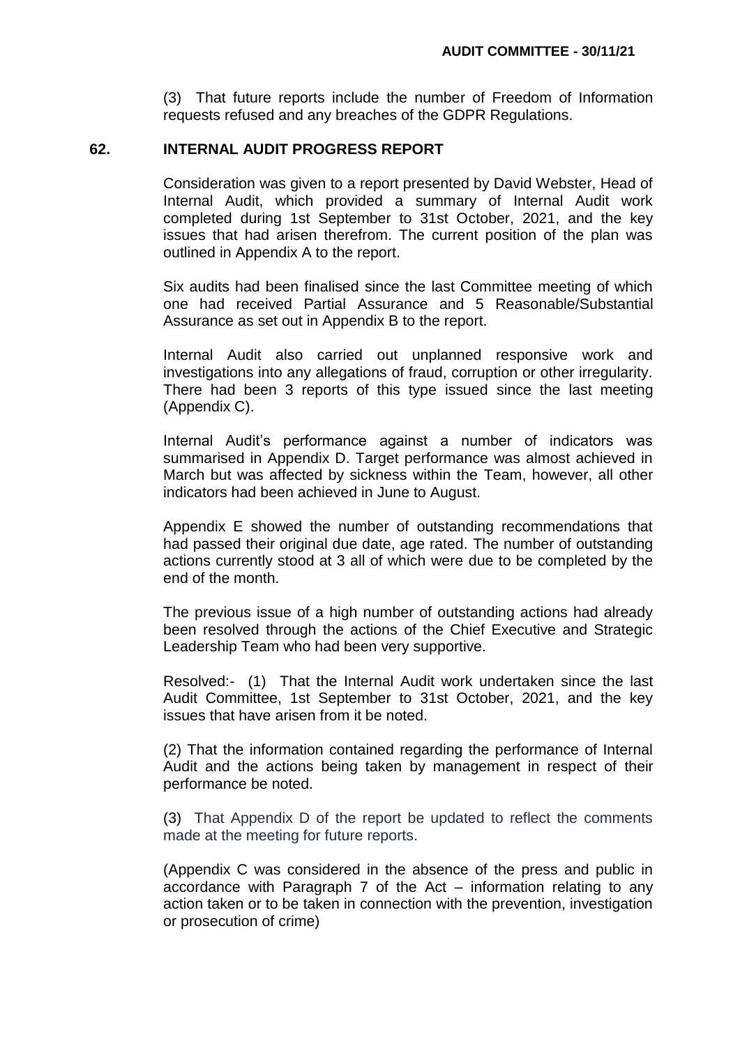(3) That future reports include the number of Freedom of Information requests refused and any breaches of the GDPR Regulations.

## 62. INTERNAL AUDIT PROGRESS REPORT

Consideration was given to a report presented by David Webster, Head of Internal Audit, which provided a summary of Internal Audit work completed during 1st September to 31st October, 2021, and the key issues that had arisen therefrom. The current position of the plan was outlined in Appendix A to the report.

Six audits had been finalised since the last Committee meeting of which one had received Partial Assurance and 5 Reasonable/Substantial Assurance as set out in Appendix B to the report.

Internal Audit also carried out unplanned responsive work and investigations into any allegations of fraud, corruption or other irregularity. There had been 3 reports of this type issued since the last meeting (Appendix C).

Internal Audit's performance against a number of indicators was summarised in Appendix D. Target performance was almost achieved in March but was affected by sickness within the Team, however, all other indicators had been achieved in June to August.

Appendix E showed the number of outstanding recommendations that had passed their original due date, age rated. The number of outstanding actions currently stood at 3 all of which were due to be completed by the end of the month.

The previous issue of a high number of outstanding actions had already been resolved through the actions of the Chief Executive and Strategic Leadership Team who had been very supportive.

Resolved:- (1) That the Internal Audit work undertaken since the last Audit Committee, 1st September to 31st October, 2021, and the key issues that have arisen from it be noted.

(2) That the information contained regarding the performance of Internal Audit and the actions being taken by management in respect of their performance be noted.

(3) That Appendix D of the report be updated to reflect the comments made at the meeting for future reports.

(Appendix C was considered in the absence of the press and public in accordance with Paragraph 7 of the Act – information relating to any action taken or to be taken in connection with the prevention, investigation or prosecution of crime)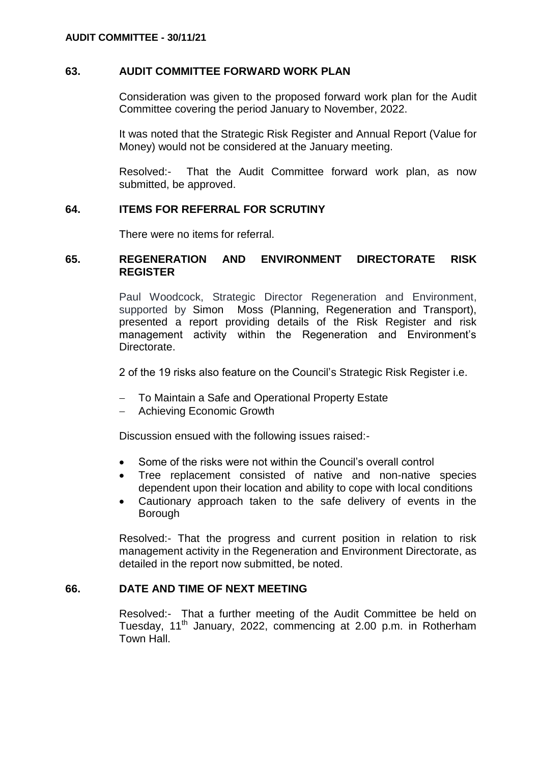## 63. AUDIT COMMITTEE FORWARD WORK PLAN

Consideration was given to the proposed forward work plan for the Audit Committee covering the period January to November, 2022.

It was noted that the Strategic Risk Register and Annual Report (Value for Money) would not be considered at the January meeting.

Resolved:- That the Audit Committee forward work plan, as now submitted, be approved.

## 64. ITEMS FOR REFERRAL FOR SCRUTINY

There were no items for referral.

## 65. REGENERATION AND ENVIRONMENT DIRECTORATE RISK REGISTER

Paul Woodcock, Strategic Director Regeneration and Environment, supported by Simon Moss (Planning, Regeneration and Transport), presented a report providing details of the Risk Register and risk management activity within the Regeneration and Environment's Directorate.

2 of the 19 risks also feature on the Council's Strategic Risk Register i.e.

- To Maintain a Safe and Operational Property Estate
- Achieving Economic Growth

Discussion ensued with the following issues raised:-

- Some of the risks were not within the Council's overall control
- Tree replacement consisted of native and non-native species dependent upon their location and ability to cope with local conditions
- Cautionary approach taken to the safe delivery of events in the Borough

Resolved:- That the progress and current position in relation to risk management activity in the Regeneration and Environment Directorate, as detailed in the report now submitted, be noted.

## 66. DATE AND TIME OF NEXT MEETING

Resolved:- That a further meeting of the Audit Committee be held on Tuesday, 11th January, 2022, commencing at 2.00 p.m. in Rotherham Town Hall.